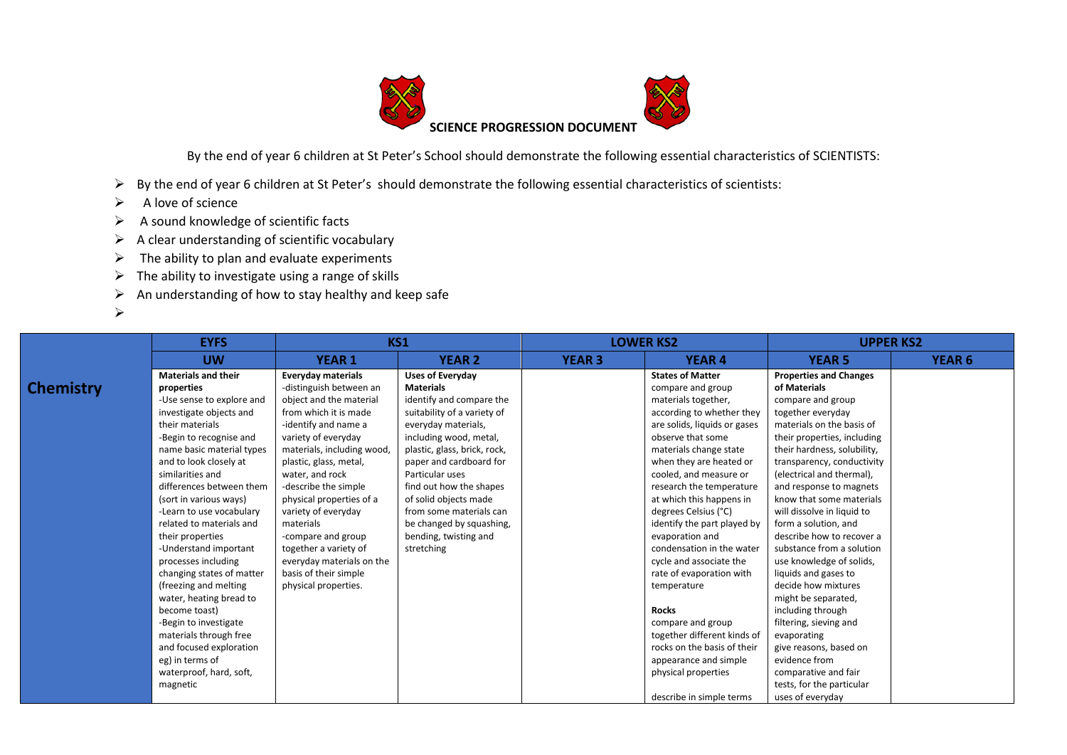# SCIENCE PROGRESSION DOCUMENT

By the end of year 6 children at St Peter's School should demonstrate the following essential characteristics of SCIENTISTS:

- By the end of year 6 children at St Peter's should demonstrate the following essential characteristics of scientists:
- A love of science
- A sound knowledge of scientific facts
- A clear understanding of scientific vocabulary
- The ability to plan and evaluate experiments
- The ability to investigate using a range of skills
- An understanding of how to stay healthy and keep safe

| | EYFS | KS1 | | LOWER KS2 | | UPPER KS2 | |
|---|---|---|---|---|---|---|---|
| | **UW** | **YEAR 1** | **YEAR 2** | **YEAR 3** | **YEAR 4** | **YEAR 5** | **YEAR 6** |
| **Chemistry** | **Materials and their properties**<br>-Use sense to explore and investigate objects and their materials<br>-Begin to recognise and name basic material types and to look closely at similarities and differences between them (sort in various ways)<br>-Learn to use vocabulary related to materials and their properties<br>-Understand important processes including changing states of matter (freezing and melting water, heating bread to become toast)<br>-Begin to investigate materials through free and focused exploration eg) in terms of waterproof, hard, soft, magnetic | **Everyday materials**<br>-distinguish between an object and the material from which it is made<br>-identify and name a variety of everyday materials, including wood, plastic, glass, metal, water, and rock<br>-describe the simple physical properties of a variety of everyday materials<br>-compare and group together a variety of everyday materials on the basis of their simple physical properties. | **Uses of Everyday Materials**<br>identify and compare the suitability of a variety of everyday materials, including wood, metal, plastic, glass, brick, rock, paper and cardboard for Particular uses<br>find out how the shapes of solid objects made from some materials can be changed by squashing, bending, twisting and stretching | | **States of Matter**<br>compare and group materials together, according to whether they are solids, liquids or gases<br>observe that some materials change state when they are heated or cooled, and measure or research the temperature at which this happens in degrees Celsius (°C)<br>identify the part played by evaporation and condensation in the water cycle and associate the rate of evaporation with temperature<br><br>**Rocks**<br>compare and group together different kinds of rocks on the basis of their appearance and simple physical properties<br><br>describe in simple terms | **Properties and Changes of Materials**<br>compare and group together everyday materials on the basis of their properties, including their hardness, solubility, transparency, conductivity (electrical and thermal), and response to magnets<br>know that some materials will dissolve in liquid to form a solution, and describe how to recover a substance from a solution<br>use knowledge of solids, liquids and gases to decide how mixtures might be separated, including through filtering, sieving and evaporating<br>give reasons, based on evidence from comparative and fair tests, for the particular uses of everyday | |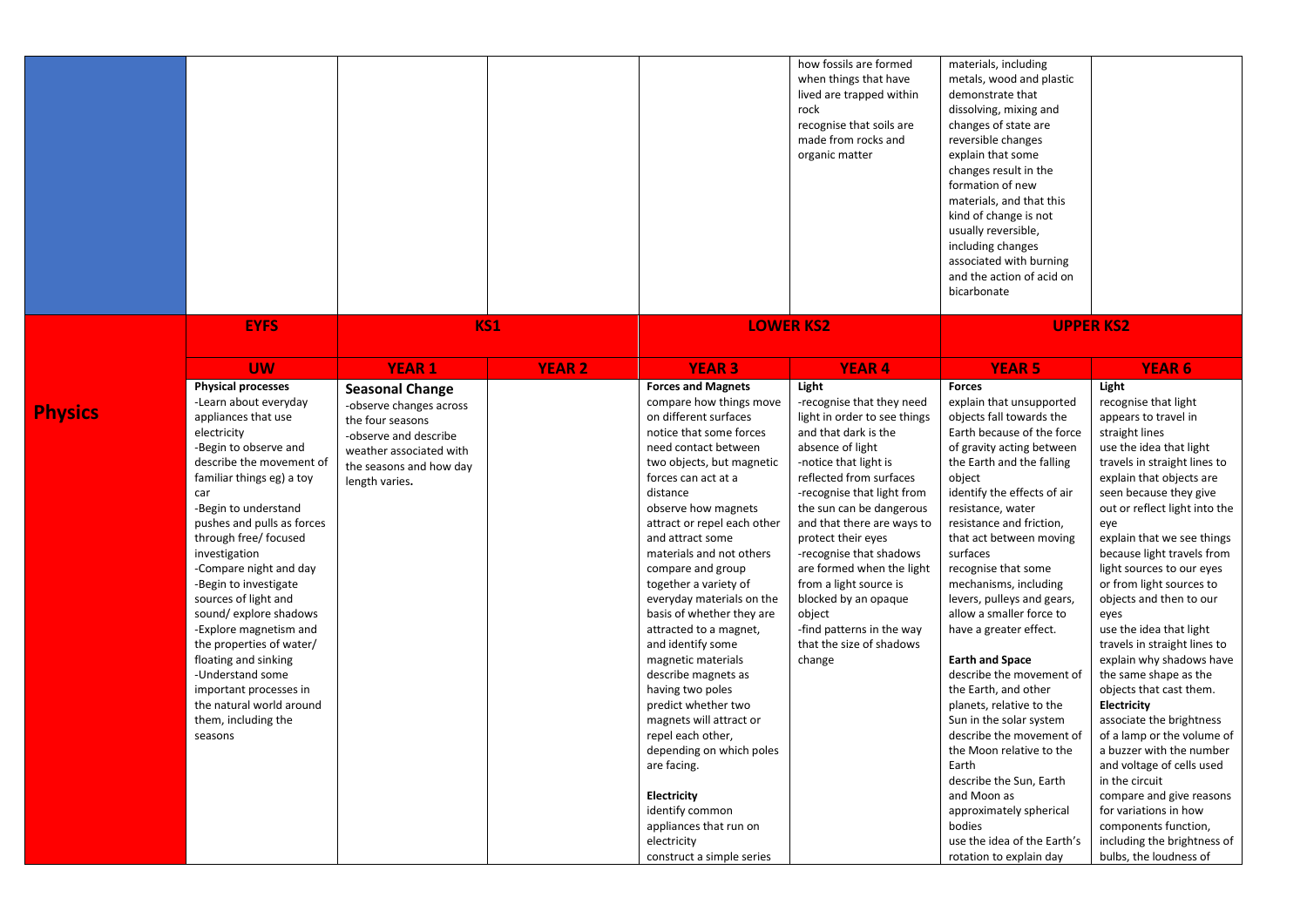| | | | | | | | |
|---|---|---|---|---|---|---|---|
| | | | | | how fossils are formed when things that have lived are trapped within rock<br>recognise that soils are made from rocks and organic matter | materials, including metals, wood and plastic<br>demonstrate that dissolving, mixing and changes of state are reversible changes<br>explain that some changes result in the formation of new materials, and that this kind of change is not usually reversible, including changes associated with burning and the action of acid on bicarbonate | |

| | EYFS | KS1 | | LOWER KS2 | | UPPER KS2 | |
|---|---|---|---|---|---|---|---|
| | **UW** | **YEAR 1** | **YEAR 2** | **YEAR 3** | **YEAR 4** | **YEAR 5** | **YEAR 6** |
| **Physics** | **Physical processes**<br>-Learn about everyday appliances that use electricity<br>-Begin to observe and describe the movement of familiar things eg) a toy car<br>-Begin to understand pushes and pulls as forces through free/ focused investigation<br>-Compare night and day<br>-Begin to investigate sources of light and sound/ explore shadows<br>-Explore magnetism and the properties of water/ floating and sinking<br>-Understand some important processes in the natural world around them, including the seasons | **Seasonal Change**<br>-observe changes across the four seasons<br>-observe and describe weather associated with the seasons and how day length varies. | | **Forces and Magnets**<br>compare how things move on different surfaces<br>notice that some forces need contact between two objects, but magnetic forces can act at a distance<br>observe how magnets attract or repel each other and attract some materials and not others<br>compare and group together a variety of everyday materials on the basis of whether they are attracted to a magnet, and identify some magnetic materials<br>describe magnets as having two poles<br>predict whether two magnets will attract or repel each other, depending on which poles are facing.<br><br>**Electricity**<br>identify common appliances that run on electricity<br>construct a simple series | **Light**<br>-recognise that they need light in order to see things and that dark is the absence of light<br>-notice that light is reflected from surfaces<br>-recognise that light from the sun can be dangerous and that there are ways to protect their eyes<br>-recognise that shadows are formed when the light from a light source is blocked by an opaque object<br>-find patterns in the way that the size of shadows change | **Forces**<br>explain that unsupported objects fall towards the Earth because of the force of gravity acting between the Earth and the falling object<br>identify the effects of air resistance, water resistance and friction, that act between moving surfaces<br>recognise that some mechanisms, including levers, pulleys and gears, allow a smaller force to have a greater effect.<br><br>**Earth and Space**<br>describe the movement of the Earth, and other planets, relative to the Sun in the solar system<br>describe the movement of the Moon relative to the Earth<br>describe the Sun, Earth and Moon as approximately spherical bodies<br>use the idea of the Earth's rotation to explain day | **Light**<br>recognise that light appears to travel in straight lines<br>use the idea that light travels in straight lines to explain that objects are seen because they give out or reflect light into the eye<br>explain that we see things because light travels from light sources to our eyes or from light sources to objects and then to our eyes<br>use the idea that light travels in straight lines to explain why shadows have the same shape as the objects that cast them.<br>**Electricity**<br>associate the brightness of a lamp or the volume of a buzzer with the number and voltage of cells used in the circuit<br>compare and give reasons for variations in how components function, including the brightness of bulbs, the loudness of |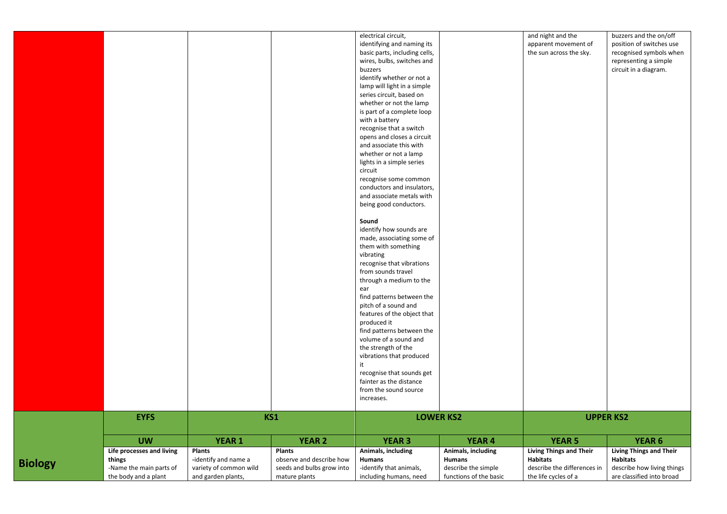|  |  |  |  | electrical circuit, identifying and naming its basic parts, including cells, wires, bulbs, switches and buzzers<br>identify whether or not a lamp will light in a simple series circuit, based on whether or not the lamp is part of a complete loop with a battery<br>recognise that a switch opens and closes a circuit and associate this with whether or not a lamp lights in a simple series circuit<br>recognise some common conductors and insulators, and associate metals with being good conductors.<br><br>**Sound**<br>identify how sounds are made, associating some of them with something vibrating<br>recognise that vibrations from sounds travel through a medium to the ear<br>find patterns between the pitch of a sound and features of the object that produced it<br>find patterns between the volume of a sound and the strength of the vibrations that produced it<br>recognise that sounds get fainter as the distance from the sound source increases. |  | and night and the apparent movement of the sun across the sky. | buzzers and the on/off position of switches use recognised symbols when representing a simple circuit in a diagram. |
|---|---|---|---|---|---|---|---|
|  | **EYFS** | **KS1** |  | **LOWER KS2** |  | **UPPER KS2** |  |
|  | **UW** | **YEAR 1** | **YEAR 2** | **YEAR 3** | **YEAR 4** | **YEAR 5** | **YEAR 6** |
| **Biology** | **Life processes and living things**<br>-Name the main parts of the body and a plant | **Plants**<br>-identify and name a variety of common wild and garden plants, | **Plants**<br>observe and describe how seeds and bulbs grow into mature plants | **Animals, including Humans**<br>-identify that animals, including humans, need | **Animals, including Humans**<br>describe the simple functions of the basic | **Living Things and Their Habitats**<br>describe the differences in the life cycles of a | **Living Things and Their Habitats**<br>describe how living things are classified into broad |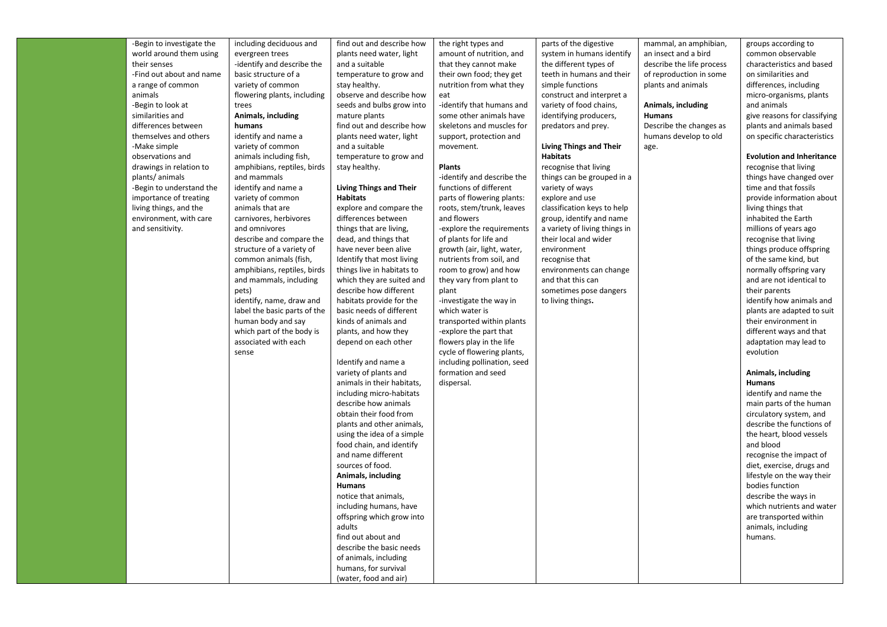| | | | | | | | |
|---|---|---|---|---|---|---|---|
| | -Begin to investigate the world around them using their senses<br>-Find out about and name a range of common animals<br>-Begin to look at similarities and differences between themselves and others<br>-Make simple observations and drawings in relation to plants/ animals<br>-Begin to understand the importance of treating living things, and the environment, with care and sensitivity. | including deciduous and evergreen trees<br>-identify and describe the basic structure of a variety of common flowering plants, including trees<br>**Animals, including humans**<br>identify and name a variety of common animals including fish, amphibians, reptiles, birds and mammals<br>identify and name a variety of common animals that are carnivores, herbivores and omnivores<br>describe and compare the structure of a variety of common animals (fish, amphibians, reptiles, birds and mammals, including pets)<br>identify, name, draw and label the basic parts of the human body and say which part of the body is associated with each sense | find out and describe how plants need water, light and a suitable temperature to grow and stay healthy.<br>observe and describe how seeds and bulbs grow into mature plants<br>find out and describe how plants need water, light and a suitable temperature to grow and stay healthy.<br>**Living Things and Their Habitats**<br>explore and compare the differences between things that are living, dead, and things that have never been alive<br>Identify that most living things live in habitats to which they are suited and describe how different habitats provide for the basic needs of different kinds of animals and plants, and how they depend on each other<br><br>Identify and name a variety of plants and animals in their habitats, including micro-habitats<br>describe how animals obtain their food from plants and other animals, using the idea of a simple food chain, and identify and name different sources of food.<br>**Animals, including Humans**<br>notice that animals, including humans, have offspring which grow into adults<br>find out about and describe the basic needs of animals, including humans, for survival (water, food and air) | the right types and amount of nutrition, and that they cannot make their own food; they get nutrition from what they eat<br>-identify that humans and some other animals have skeletons and muscles for support, protection and movement.<br><br>**Plants**<br>-identify and describe the functions of different parts of flowering plants: roots, stem/trunk, leaves and flowers<br>-explore the requirements of plants for life and growth (air, light, water, nutrients from soil, and room to grow) and how they vary from plant to plant<br>-investigate the way in which water is transported within plants<br>-explore the part that flowers play in the life cycle of flowering plants, including pollination, seed formation and seed dispersal. | parts of the digestive system in humans identify the different types of teeth in humans and their simple functions<br>construct and interpret a variety of food chains, identifying producers, predators and prey.<br><br>**Living Things and Their Habitats**<br>recognise that living things can be grouped in a variety of ways<br>explore and use classification keys to help group, identify and name a variety of living things in their local and wider environment<br>recognise that environments can change and that this can sometimes pose dangers to living things. | mammal, an amphibian, an insect and a bird<br>describe the life process of reproduction in some plants and animals<br><br>**Animals, including Humans**<br>Describe the changes as humans develop to old age. | groups according to common observable characteristics and based on similarities and differences, including micro-organisms, plants and animals<br>give reasons for classifying plants and animals based on specific characteristics<br><br>**Evolution and Inheritance**<br>recognise that living things have changed over time and that fossils provide information about living things that inhabited the Earth millions of years ago<br>recognise that living things produce offspring of the same kind, but normally offspring vary and are not identical to their parents<br>identify how animals and plants are adapted to suit their environment in different ways and that adaptation may lead to evolution<br><br>**Animals, including Humans**<br>identify and name the main parts of the human circulatory system, and describe the functions of the heart, blood vessels and blood<br>recognise the impact of diet, exercise, drugs and lifestyle on the way their bodies function<br>describe the ways in which nutrients and water are transported within animals, including humans. |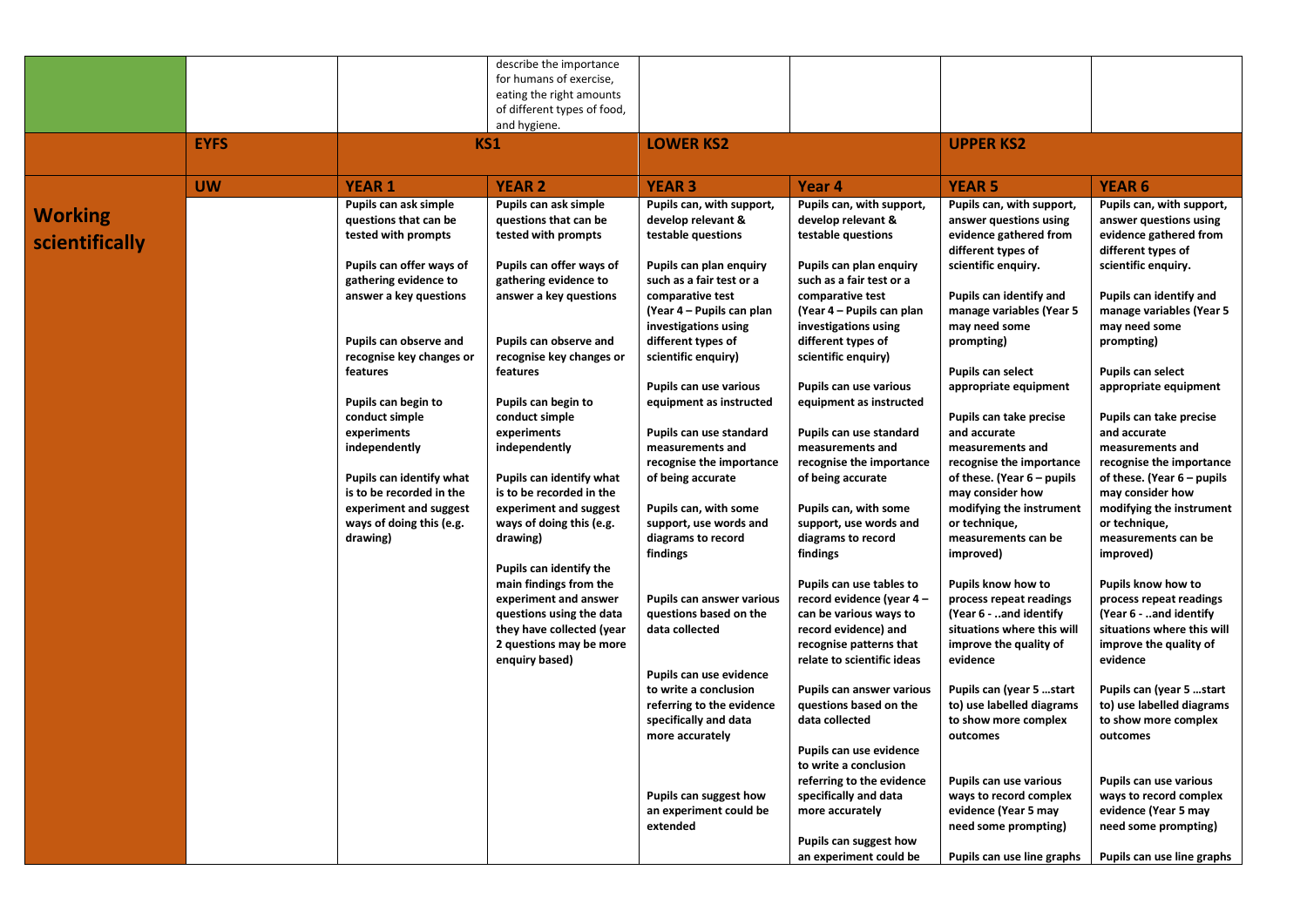| | | | | | | | |
|---|---|---|---|---|---|---|---|
| | | | describe the importance for humans of exercise, eating the right amounts of different types of food, and hygiene. | | | | |
| | **EYFS** | **KS1** | | **LOWER KS2** | | **UPPER KS2** | |
| | **UW** | **YEAR 1** | **YEAR 2** | **YEAR 3** | **Year 4** | **YEAR 5** | **YEAR 6** |
| **Working scientifically** | | **Pupils can ask simple questions that can be tested with prompts**<br><br>**Pupils can offer ways of gathering evidence to answer a key questions**<br><br>**Pupils can observe and recognise key changes or features**<br><br>**Pupils can begin to conduct simple experiments independently**<br><br>**Pupils can identify what is to be recorded in the experiment and suggest ways of doing this (e.g. drawing)** | **Pupils can ask simple questions that can be tested with prompts**<br><br>**Pupils can offer ways of gathering evidence to answer a key questions**<br><br>**Pupils can observe and recognise key changes or features**<br><br>**Pupils can begin to conduct simple experiments independently**<br><br>**Pupils can identify what is to be recorded in the experiment and suggest ways of doing this (e.g. drawing)**<br><br>**Pupils can identify the main findings from the experiment and answer questions using the data they have collected (year 2 questions may be more enquiry based)** | **Pupils can, with support, develop relevant & testable questions**<br><br>**Pupils can plan enquiry such as a fair test or a comparative test (Year 4 – Pupils can plan investigations using different types of scientific enquiry)**<br><br>**Pupils can use various equipment as instructed**<br><br>**Pupils can use standard measurements and recognise the importance of being accurate**<br><br>**Pupils can, with some support, use words and diagrams to record findings**<br><br>**Pupils can answer various questions based on the data collected**<br><br>**Pupils can use evidence to write a conclusion referring to the evidence specifically and data more accurately**<br><br>**Pupils can suggest how an experiment could be extended** | **Pupils can, with support, develop relevant & testable questions**<br><br>**Pupils can plan enquiry such as a fair test or a comparative test (Year 4 – Pupils can plan investigations using different types of scientific enquiry)**<br><br>**Pupils can use various equipment as instructed**<br><br>**Pupils can use standard measurements and recognise the importance of being accurate**<br><br>**Pupils can, with some support, use words and diagrams to record findings**<br><br>**Pupils can use tables to record evidence (year 4 – can be various ways to record evidence) and recognise patterns that relate to scientific ideas**<br><br>**Pupils can answer various questions based on the data collected**<br><br>**Pupils can use evidence to write a conclusion referring to the evidence specifically and data more accurately**<br><br>**Pupils can suggest how an experiment could be** | **Pupils can, with support, answer questions using evidence gathered from different types of scientific enquiry.**<br><br>**Pupils can identify and manage variables (Year 5 may need some prompting)**<br><br>**Pupils can select appropriate equipment**<br><br>**Pupils can take precise and accurate measurements and recognise the importance of these. (Year 6 – pupils may consider how modifying the instrument or technique, measurements can be improved)**<br><br>**Pupils know how to process repeat readings (Year 6 - ..and identify situations where this will improve the quality of evidence**<br><br>**Pupils can (year 5 …start to) use labelled diagrams to show more complex outcomes**<br><br>**Pupils can use various ways to record complex evidence (Year 5 may need some prompting)**<br><br>**Pupils can use line graphs** | **Pupils can, with support, answer questions using evidence gathered from different types of scientific enquiry.**<br><br>**Pupils can identify and manage variables (Year 5 may need some prompting)**<br><br>**Pupils can select appropriate equipment**<br><br>**Pupils can take precise and accurate measurements and recognise the importance of these. (Year 6 – pupils may consider how modifying the instrument or technique, measurements can be improved)**<br><br>**Pupils know how to process repeat readings (Year 6 - ..and identify situations where this will improve the quality of evidence**<br><br>**Pupils can (year 5 …start to) use labelled diagrams to show more complex outcomes**<br><br>**Pupils can use various ways to record complex evidence (Year 5 may need some prompting)**<br><br>**Pupils can use line graphs** |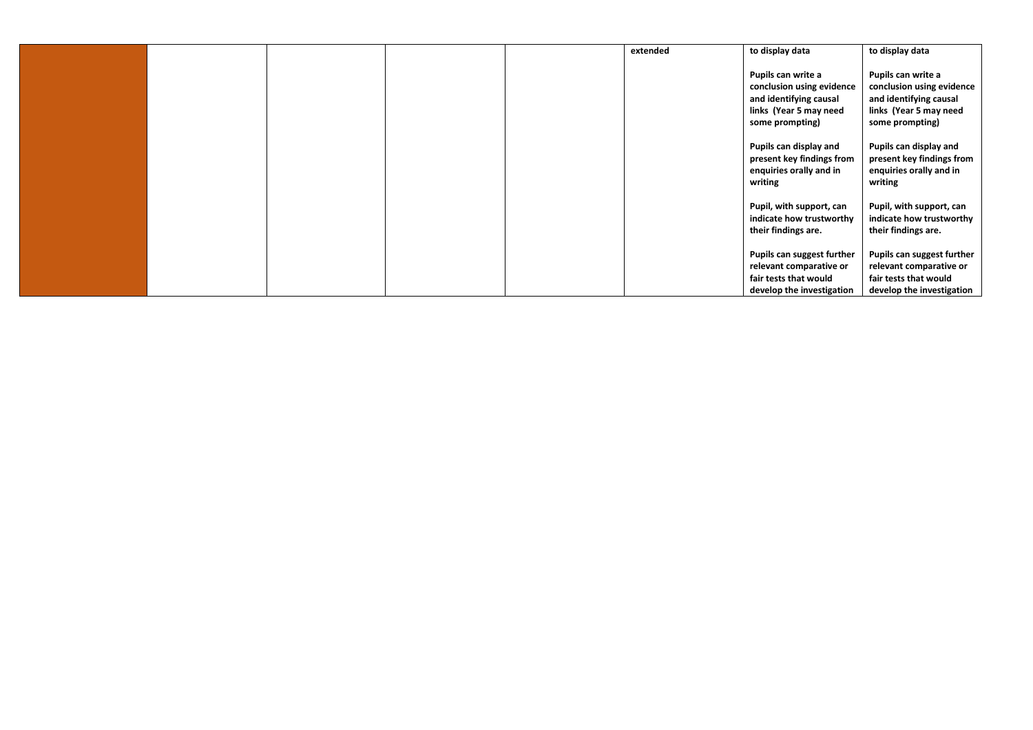| | | | | | | | |
|---|---|---|---|---|---|---|---|
| | | | | | **extended** | **to display data**<br><br>**Pupils can write a conclusion using evidence and identifying causal links (Year 5 may need some prompting)**<br><br>**Pupils can display and present key findings from enquiries orally and in writing**<br><br>**Pupil, with support, can indicate how trustworthy their findings are.**<br><br>**Pupils can suggest further relevant comparative or fair tests that would develop the investigation** | **to display data**<br><br>**Pupils can write a conclusion using evidence and identifying causal links (Year 5 may need some prompting)**<br><br>**Pupils can display and present key findings from enquiries orally and in writing**<br><br>**Pupil, with support, can indicate how trustworthy their findings are.**<br><br>**Pupils can suggest further relevant comparative or fair tests that would develop the investigation** |